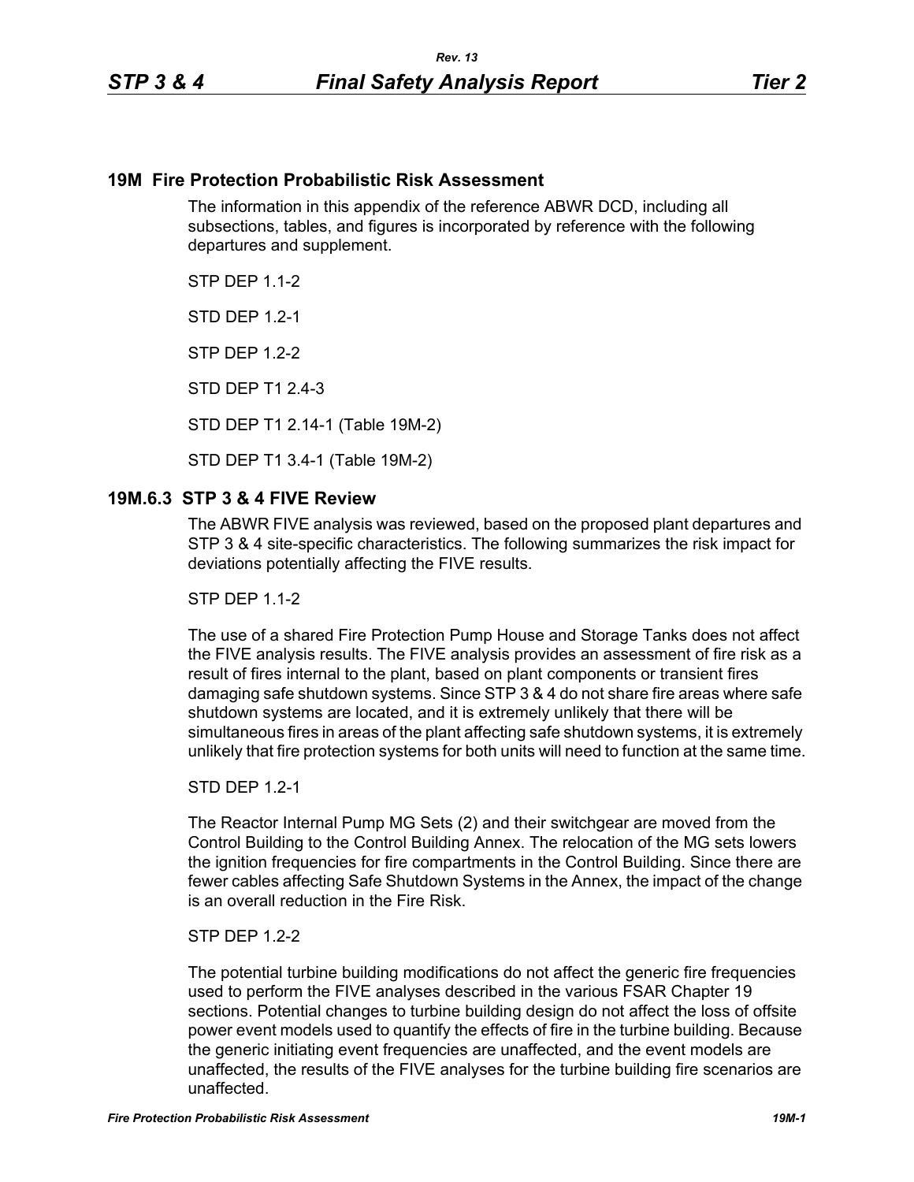## 19M Fire Protection Probabilistic Risk Assessment

The information in this appendix of the reference ABWR DCD, including all subsections, tables, and figures is incorporated by reference with the following departures and supplement.

STP DEP 1.1-2

STD DEP 1.2-1

STP DEP 1.2-2

STD DEP T1 2.4-3

STD DEP T1 2.14-1 (Table 19M-2)

STD DEP T1 3.4-1 (Table 19M-2)

## 19M.6.3 STP 3 & 4 FIVE Review

The ABWR FIVE analysis was reviewed, based on the proposed plant departures and STP 3 & 4 site-specific characteristics. The following summarizes the risk impact for deviations potentially affecting the FIVE results.

STP DEP 1.1-2

The use of a shared Fire Protection Pump House and Storage Tanks does not affect the FIVE analysis results. The FIVE analysis provides an assessment of fire risk as a result of fires internal to the plant, based on plant components or transient fires damaging safe shutdown systems. Since STP 3 & 4 do not share fire areas where safe shutdown systems are located, and it is extremely unlikely that there will be simultaneous fires in areas of the plant affecting safe shutdown systems, it is extremely unlikely that fire protection systems for both units will need to function at the same time.

STD DEP 1.2-1

The Reactor Internal Pump MG Sets (2) and their switchgear are moved from the Control Building to the Control Building Annex. The relocation of the MG sets lowers the ignition frequencies for fire compartments in the Control Building. Since there are fewer cables affecting Safe Shutdown Systems in the Annex, the impact of the change is an overall reduction in the Fire Risk.

STP DEP 1.2-2

The potential turbine building modifications do not affect the generic fire frequencies used to perform the FIVE analyses described in the various FSAR Chapter 19 sections. Potential changes to turbine building design do not affect the loss of offsite power event models used to quantify the effects of fire in the turbine building. Because the generic initiating event frequencies are unaffected, and the event models are unaffected, the results of the FIVE analyses for the turbine building fire scenarios are unaffected.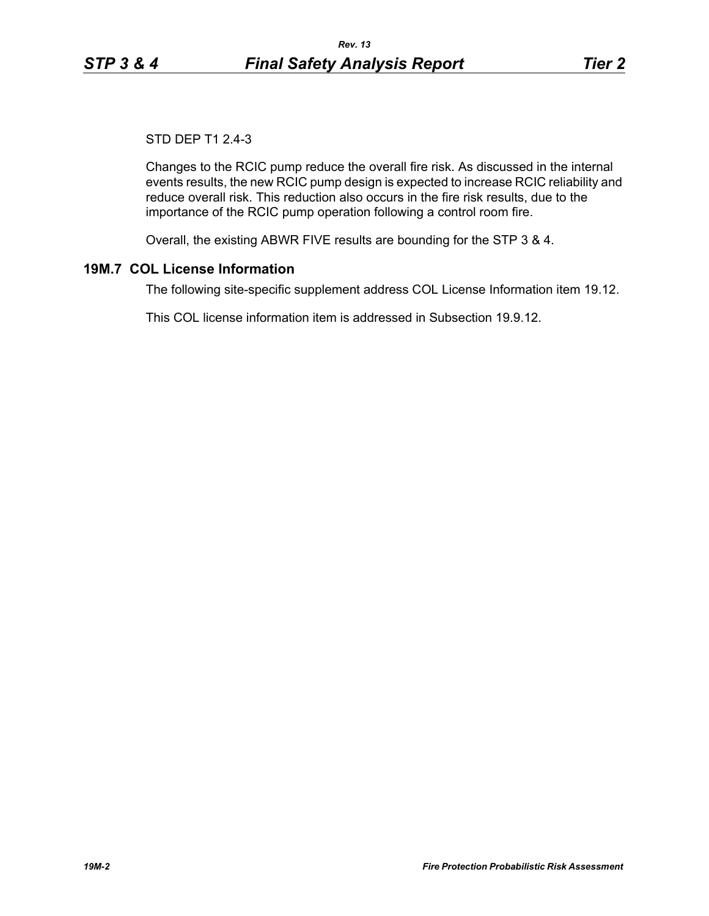STD DEP T1 2.4-3

Changes to the RCIC pump reduce the overall fire risk. As discussed in the internal events results, the new RCIC pump design is expected to increase RCIC reliability and reduce overall risk. This reduction also occurs in the fire risk results, due to the importance of the RCIC pump operation following a control room fire.

Overall, the existing ABWR FIVE results are bounding for the STP 3 & 4.

## 19M.7 COL License Information

The following site-specific supplement address COL License Information item 19.12.

This COL license information item is addressed in Subsection 19.9.12.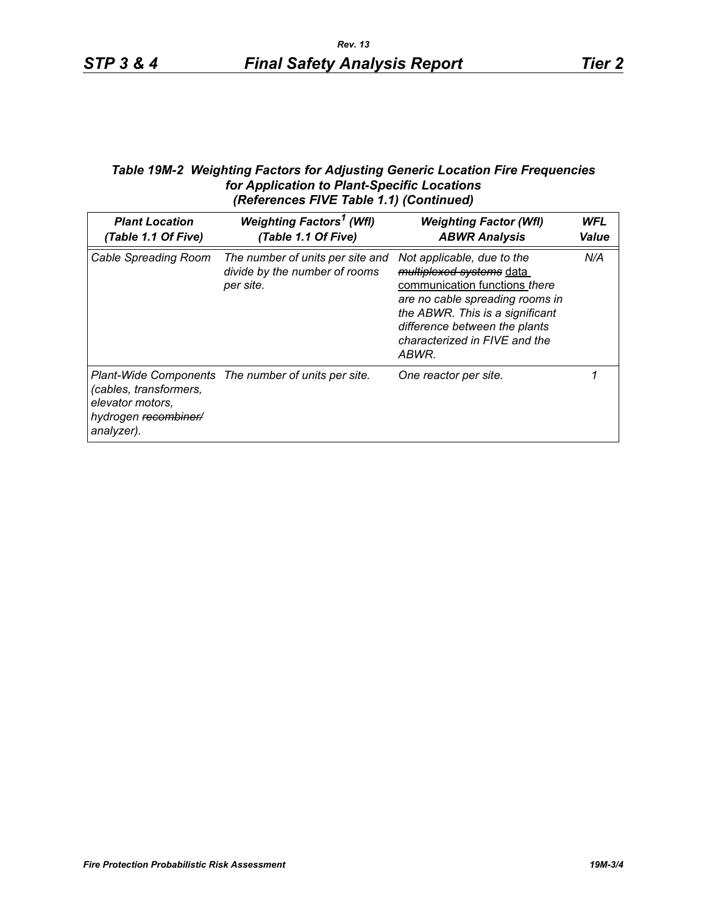### *Table 19M-2 Weighting Factors for Adjusting Generic Location Fire Frequencies for Application to Plant-Specific Locations (References FIVE Table 1.1) (Continued)*

| *Plant Location (Table 1.1 Of Five)* | *Weighting Factors[1] (Wfl) (Table 1.1 Of Five)* | *Weighting Factor (Wfl) ABWR Analysis* | *WFL Value* |
|---|---|---|---|
| *Cable Spreading Room* | *The number of units per site and divide by the number of rooms per site.* | *Not applicable, due to the* ~~*multiplexed systems*~~ data communication functions *there are no cable spreading rooms in the ABWR. This is a significant difference between the plants characterized in FIVE and the ABWR.* | *N/A* |
| *Plant-Wide Components (cables, transformers, elevator motors, hydrogen* ~~*recombiner/*~~ *analyzer).* | *The number of units per site.* | *One reactor per site.* | *1* |